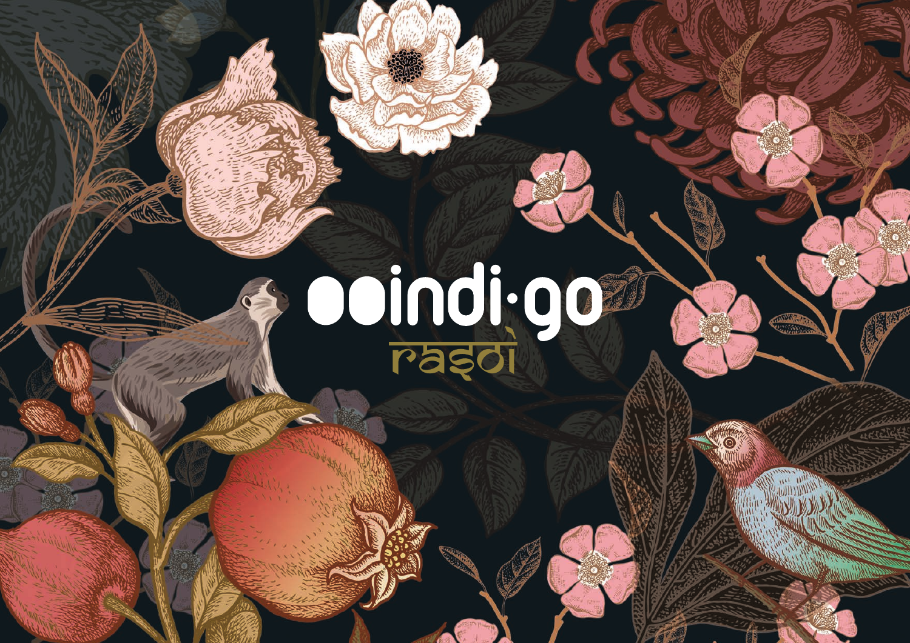# indi·go

## rasòi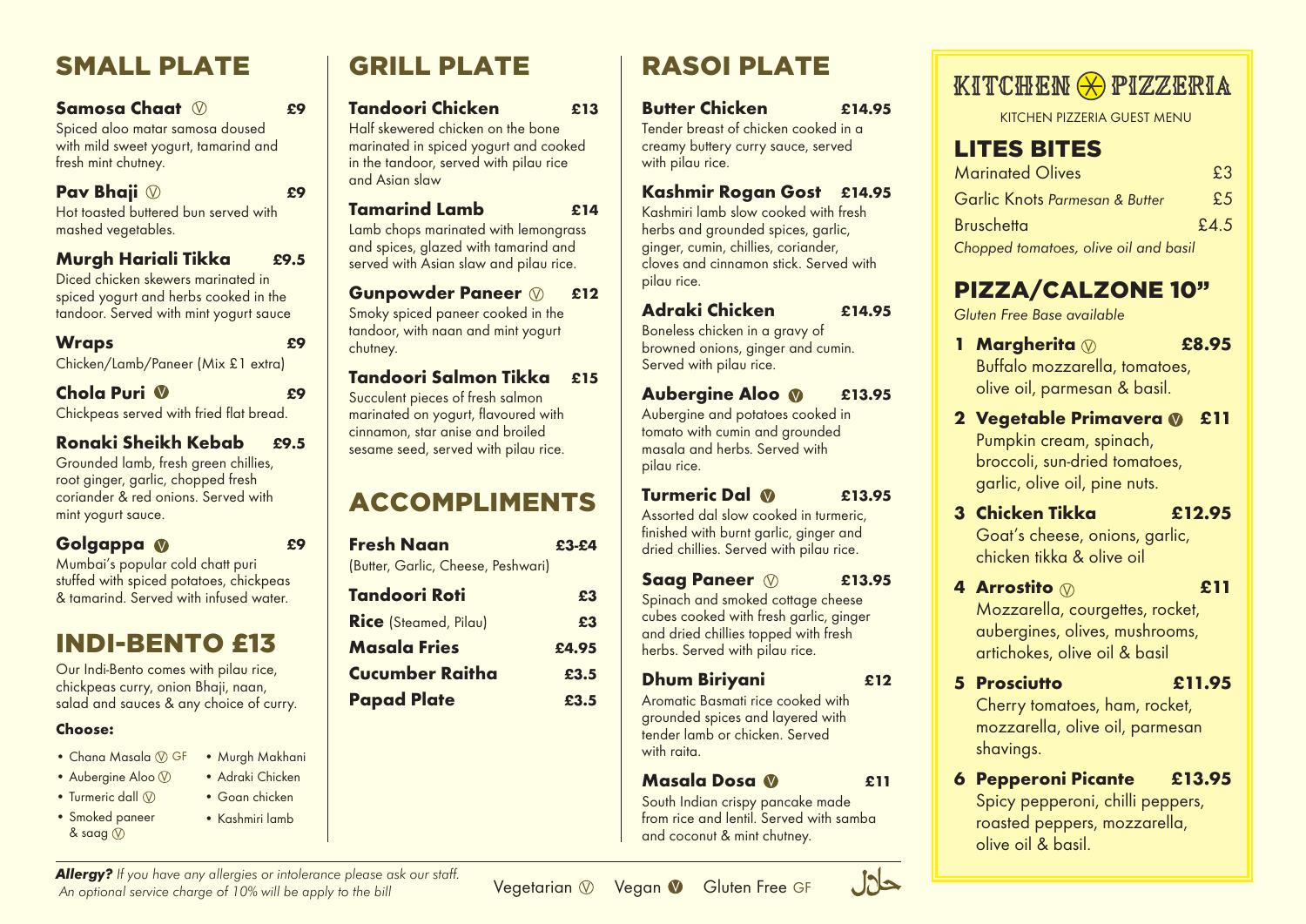## SMALL PLATE

**Samosa Chaat** Ⓥ **£9**
Spiced aloo matar samosa doused with mild sweet yogurt, tamarind and fresh mint chutney.

**Pav Bhaji** Ⓥ **£9**
Hot toasted buttered bun served with mashed vegetables.

**Murgh Hariali Tikka** **£9.5**
Diced chicken skewers marinated in spiced yogurt and herbs cooked in the tandoor. Served with mint yogurt sauce

**Wraps** **£9**
Chicken/Lamb/Paneer (Mix £1 extra)

**Chola Puri** Ⓥ **£9**
Chickpeas served with fried flat bread.

**Ronaki Sheikh Kebab** **£9.5**
Grounded lamb, fresh green chillies, root ginger, garlic, chopped fresh coriander & red onions. Served with mint yogurt sauce.

**Golgappa** Ⓥ **£9**
Mumbai's popular cold chatt puri stuffed with spiced potatoes, chickpeas & tamarind. Served with infused water.

## INDI-BENTO £13

Our Indi-Bento comes with pilau rice, chickpeas curry, onion Bhaji, naan, salad and sauces & any choice of curry.

**Choose:**

- Chana Masala Ⓥ GF
- Aubergine Aloo Ⓥ
- Turmeric dall Ⓥ
- Smoked paneer & saag Ⓥ
- Murgh Makhani
- Adraki Chicken
- Goan chicken
- Kashmiri lamb

## GRILL PLATE

**Tandoori Chicken** **£13**
Half skewered chicken on the bone marinated in spiced yogurt and cooked in the tandoor, served with pilau rice and Asian slaw

**Tamarind Lamb** **£14**
Lamb chops marinated with lemongrass and spices, glazed with tamarind and served with Asian slaw and pilau rice.

**Gunpowder Paneer** Ⓥ **£12**
Smoky spiced paneer cooked in the tandoor, with naan and mint yogurt chutney.

**Tandoori Salmon Tikka** **£15**
Succulent pieces of fresh salmon marinated on yogurt, flavoured with cinnamon, star anise and broiled sesame seed, served with pilau rice.

## ACCOMPLIMENTS

| | |
|---|---|
| **Fresh Naan** (Butter, Garlic, Cheese, Peshwari) | **£3-£4** |
| **Tandoori Roti** | **£3** |
| **Rice** (Steamed, Pilau) | **£3** |
| **Masala Fries** | **£4.95** |
| **Cucumber Raitha** | **£3.5** |
| **Papad Plate** | **£3.5** |

## RASOI PLATE

**Butter Chicken** **£14.95**
Tender breast of chicken cooked in a creamy buttery curry sauce, served with pilau rice.

**Kashmir Rogan Gost** **£14.95**
Kashmiri lamb slow cooked with fresh herbs and grounded spices, garlic, ginger, cumin, chillies, coriander, cloves and cinnamon stick. Served with pilau rice.

**Adraki Chicken** **£14.95**
Boneless chicken in a gravy of browned onions, ginger and cumin. Served with pilau rice.

**Aubergine Aloo** Ⓥ **£13.95**
Aubergine and potatoes cooked in tomato with cumin and grounded masala and herbs. Served with pilau rice.

**Turmeric Dal** Ⓥ **£13.95**
Assorted dal slow cooked in turmeric, finished with burnt garlic, ginger and dried chillies. Served with pilau rice.

**Saag Paneer** Ⓥ **£13.95**
Spinach and smoked cottage cheese cubes cooked with fresh garlic, ginger and dried chillies topped with fresh herbs. Served with pilau rice.

**Dhum Biriyani** **£12**
Aromatic Basmati rice cooked with grounded spices and layered with tender lamb or chicken. Served with raita.

**Masala Dosa** Ⓥ **£11**
South Indian crispy pancake made from rice and lentil. Served with samba and coconut & mint chutney.

# KITCHEN PIZZERIA

KITCHEN PIZZERIA GUEST MENU

## LITES BITES

| | |
|---|---|
| Marinated Olives | £3 |
| Garlic Knots *Parmesan & Butter* | £5 |
| Bruschetta | £4.5 |

*Chopped tomatoes, olive oil and basil*

## PIZZA/CALZONE 10"

*Gluten Free Base available*

1. **Margherita** Ⓥ **£8.95**
Buffalo mozzarella, tomatoes, olive oil, parmesan & basil.
2. **Vegetable Primavera** Ⓥ **£11**
Pumpkin cream, spinach, broccoli, sun-dried tomatoes, garlic, olive oil, pine nuts.
3. **Chicken Tikka** **£12.95**
Goat's cheese, onions, garlic, chicken tikka & olive oil
4. **Arrostito** Ⓥ **£11**
Mozzarella, courgettes, rocket, aubergines, olives, mushrooms, artichokes, olive oil & basil
5. **Prosciutto** **£11.95**
Cherry tomatoes, ham, rocket, mozzarella, olive oil, parmesan shavings.
6. **Pepperoni Picante** **£13.95**
Spicy pepperoni, chilli peppers, roasted peppers, mozzarella, olive oil & basil.

***Allergy?*** *If you have any allergies or intolerance please ask our staff.*
*An optional service charge of 10% will be apply to the bill*

Vegetarian Ⓥ Vegan Ⓥ Gluten Free GF

حلال